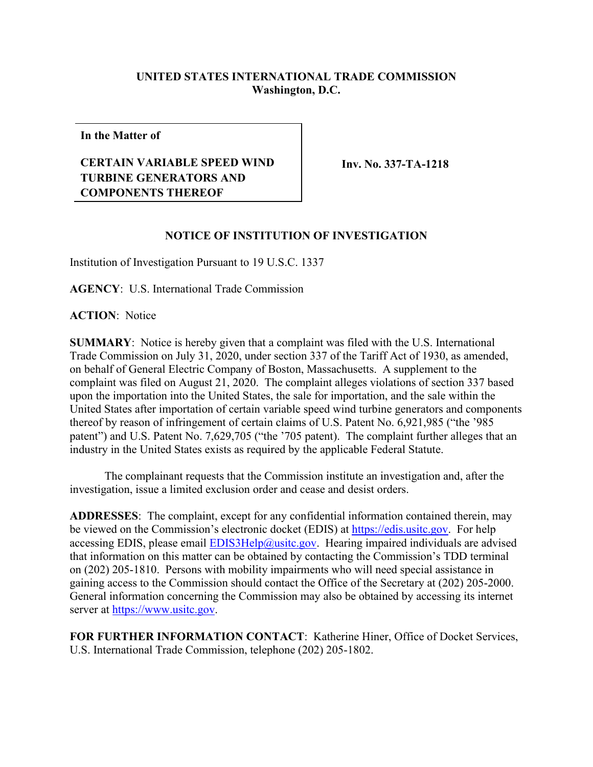**UNITED STATES INTERNATIONAL TRADE COMMISSION**
**Washington, D.C.**

| **In the Matter of** | |
|---|---|
| **CERTAIN VARIABLE SPEED WIND TURBINE GENERATORS AND COMPONENTS THEREOF** | **Inv. No. 337-TA-1218** |

**NOTICE OF INSTITUTION OF INVESTIGATION**

Institution of Investigation Pursuant to 19 U.S.C. 1337

**AGENCY**: U.S. International Trade Commission

**ACTION**: Notice

**SUMMARY**: Notice is hereby given that a complaint was filed with the U.S. International Trade Commission on July 31, 2020, under section 337 of the Tariff Act of 1930, as amended, on behalf of General Electric Company of Boston, Massachusetts. A supplement to the complaint was filed on August 21, 2020. The complaint alleges violations of section 337 based upon the importation into the United States, the sale for importation, and the sale within the United States after importation of certain variable speed wind turbine generators and components thereof by reason of infringement of certain claims of U.S. Patent No. 6,921,985 ("the '985 patent") and U.S. Patent No. 7,629,705 ("the '705 patent). The complaint further alleges that an industry in the United States exists as required by the applicable Federal Statute.

The complainant requests that the Commission institute an investigation and, after the investigation, issue a limited exclusion order and cease and desist orders.

**ADDRESSES**: The complaint, except for any confidential information contained therein, may be viewed on the Commission's electronic docket (EDIS) at https://edis.usitc.gov. For help accessing EDIS, please email EDIS3Help@usitc.gov. Hearing impaired individuals are advised that information on this matter can be obtained by contacting the Commission's TDD terminal on (202) 205-1810. Persons with mobility impairments who will need special assistance in gaining access to the Commission should contact the Office of the Secretary at (202) 205-2000. General information concerning the Commission may also be obtained by accessing its internet server at https://www.usitc.gov.

**FOR FURTHER INFORMATION CONTACT**: Katherine Hiner, Office of Docket Services, U.S. International Trade Commission, telephone (202) 205-1802.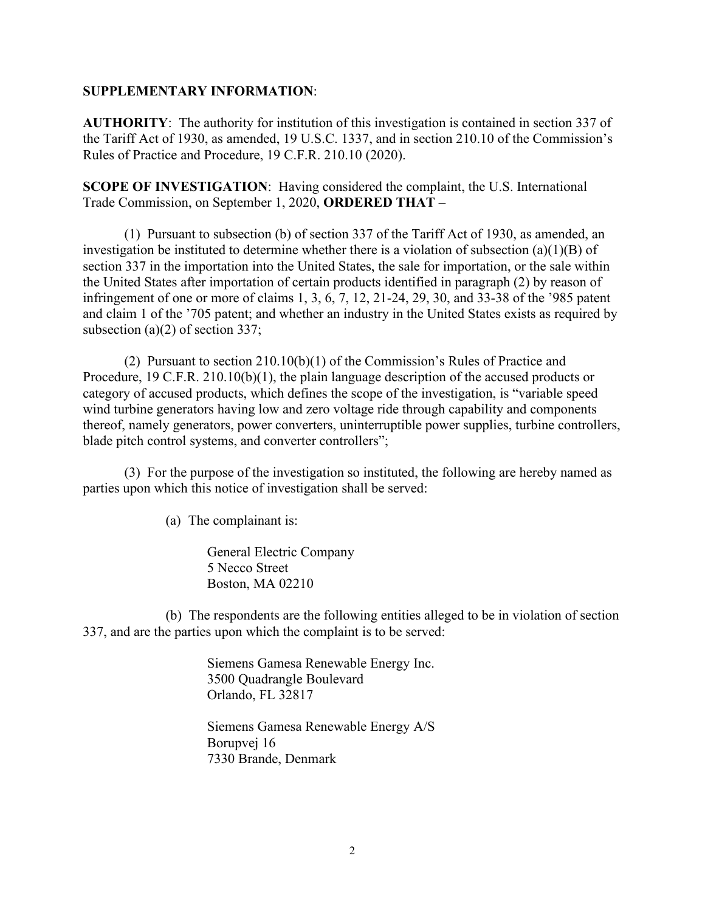**SUPPLEMENTARY INFORMATION**:

**AUTHORITY**: The authority for institution of this investigation is contained in section 337 of the Tariff Act of 1930, as amended, 19 U.S.C. 1337, and in section 210.10 of the Commission's Rules of Practice and Procedure, 19 C.F.R. 210.10 (2020).

**SCOPE OF INVESTIGATION**: Having considered the complaint, the U.S. International Trade Commission, on September 1, 2020, **ORDERED THAT** –

(1) Pursuant to subsection (b) of section 337 of the Tariff Act of 1930, as amended, an investigation be instituted to determine whether there is a violation of subsection (a)(1)(B) of section 337 in the importation into the United States, the sale for importation, or the sale within the United States after importation of certain products identified in paragraph (2) by reason of infringement of one or more of claims 1, 3, 6, 7, 12, 21-24, 29, 30, and 33-38 of the '985 patent and claim 1 of the '705 patent; and whether an industry in the United States exists as required by subsection (a)(2) of section 337;

(2) Pursuant to section 210.10(b)(1) of the Commission's Rules of Practice and Procedure, 19 C.F.R. 210.10(b)(1), the plain language description of the accused products or category of accused products, which defines the scope of the investigation, is "variable speed wind turbine generators having low and zero voltage ride through capability and components thereof, namely generators, power converters, uninterruptible power supplies, turbine controllers, blade pitch control systems, and converter controllers";

(3) For the purpose of the investigation so instituted, the following are hereby named as parties upon which this notice of investigation shall be served:

(a) The complainant is:

General Electric Company
5 Necco Street
Boston, MA 02210

(b) The respondents are the following entities alleged to be in violation of section 337, and are the parties upon which the complaint is to be served:

Siemens Gamesa Renewable Energy Inc.
3500 Quadrangle Boulevard
Orlando, FL 32817

Siemens Gamesa Renewable Energy A/S
Borupvej 16
7330 Brande, Denmark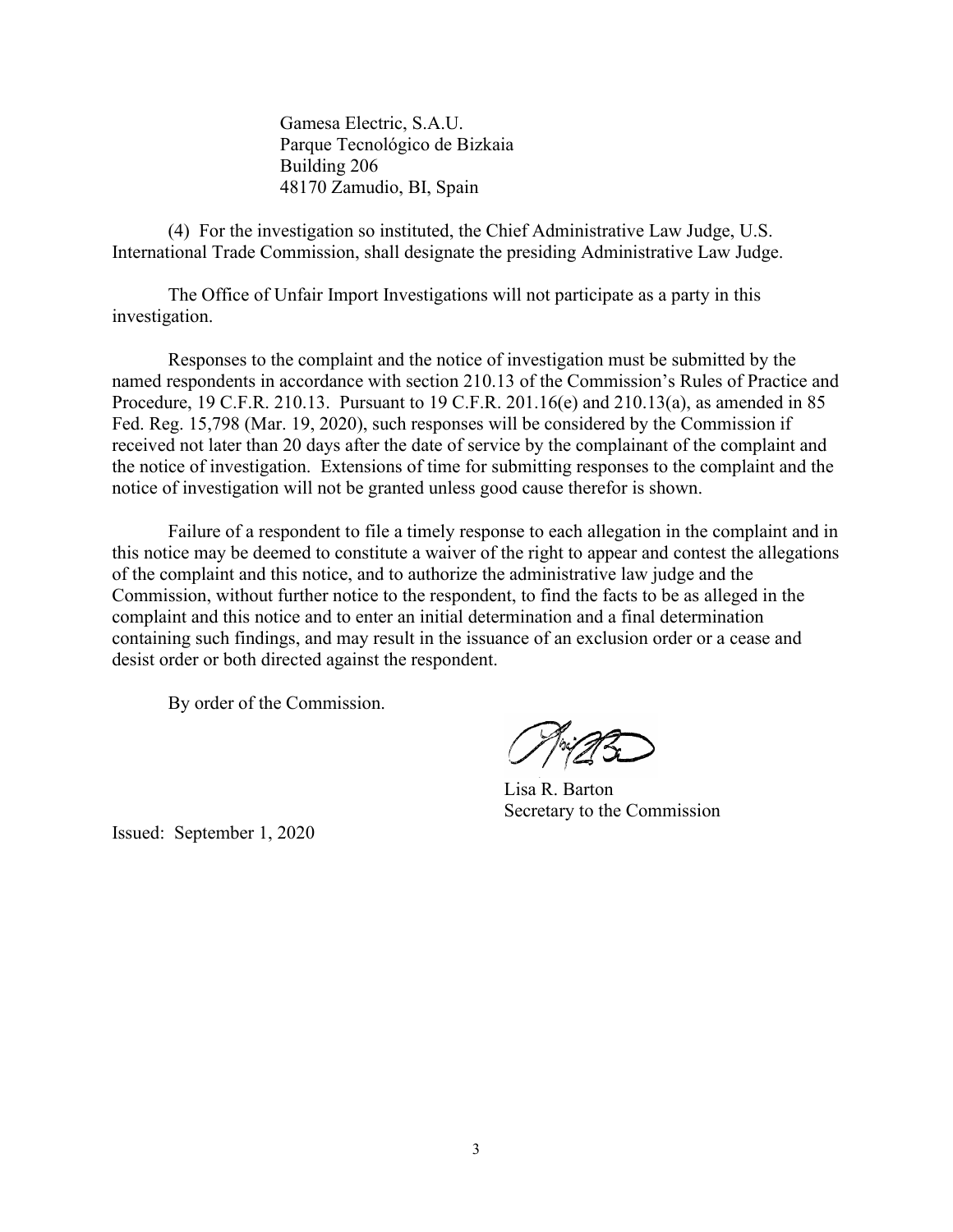Gamesa Electric, S.A.U.
Parque Tecnológico de Bizkaia
Building 206
48170 Zamudio, BI, Spain

(4) For the investigation so instituted, the Chief Administrative Law Judge, U.S. International Trade Commission, shall designate the presiding Administrative Law Judge.

The Office of Unfair Import Investigations will not participate as a party in this investigation.

Responses to the complaint and the notice of investigation must be submitted by the named respondents in accordance with section 210.13 of the Commission's Rules of Practice and Procedure, 19 C.F.R. 210.13. Pursuant to 19 C.F.R. 201.16(e) and 210.13(a), as amended in 85 Fed. Reg. 15,798 (Mar. 19, 2020), such responses will be considered by the Commission if received not later than 20 days after the date of service by the complainant of the complaint and the notice of investigation. Extensions of time for submitting responses to the complaint and the notice of investigation will not be granted unless good cause therefor is shown.

Failure of a respondent to file a timely response to each allegation in the complaint and in this notice may be deemed to constitute a waiver of the right to appear and contest the allegations of the complaint and this notice, and to authorize the administrative law judge and the Commission, without further notice to the respondent, to find the facts to be as alleged in the complaint and this notice and to enter an initial determination and a final determination containing such findings, and may result in the issuance of an exclusion order or a cease and desist order or both directed against the respondent.

By order of the Commission.

Lisa R. Barton
Secretary to the Commission

Issued: September 1, 2020